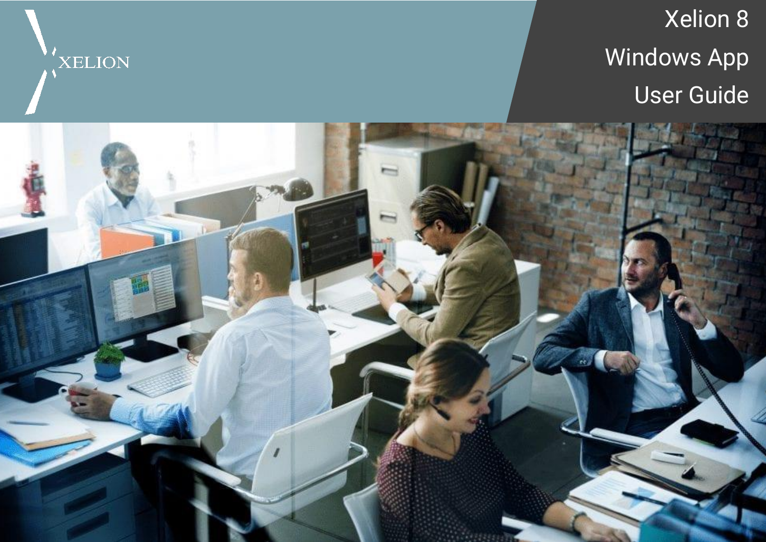XELION

# Xelion 8

# Windows App

# User Guide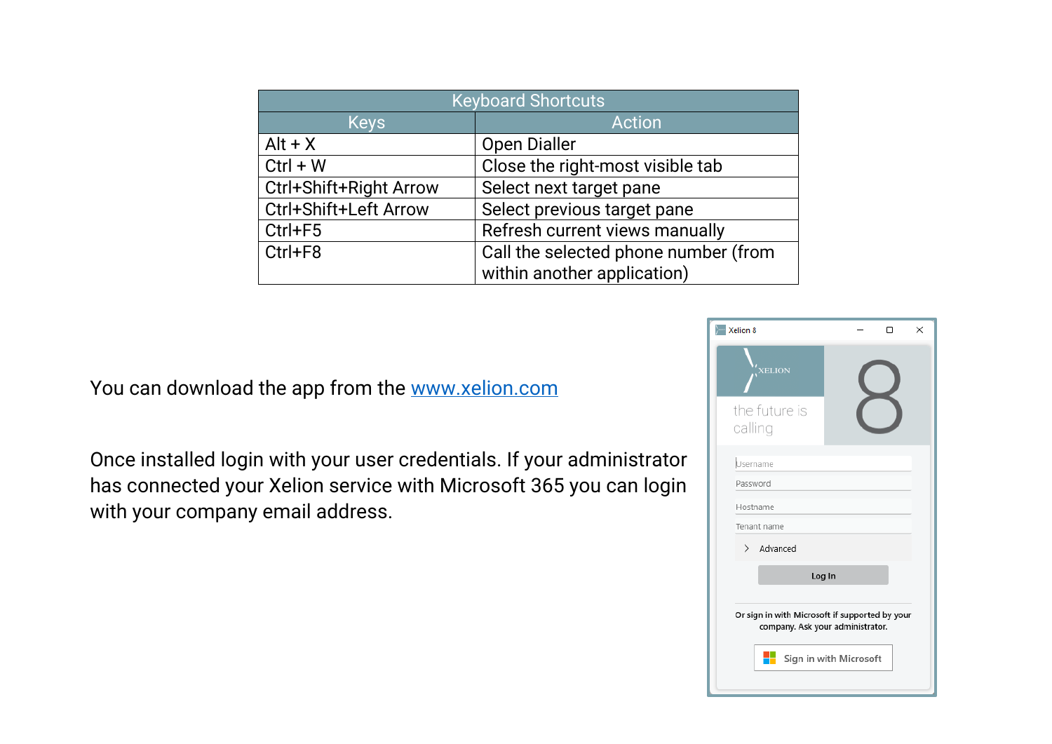| Keyboard Shortcuts | |
|---|---|
| **Keys** | **Action** |
| Alt + X | Open Dialler |
| Ctrl + W | Close the right-most visible tab |
| Ctrl+Shift+Right Arrow | Select next target pane |
| Ctrl+Shift+Left Arrow | Select previous target pane |
| Ctrl+F5 | Refresh current views manually |
| Ctrl+F8 | Call the selected phone number (from within another application) |

You can download the app from the [www.xelion.com](http://www.xelion.com)

Once installed login with your user credentials. If your administrator has connected your Xelion service with Microsoft 365 you can login with your company email address.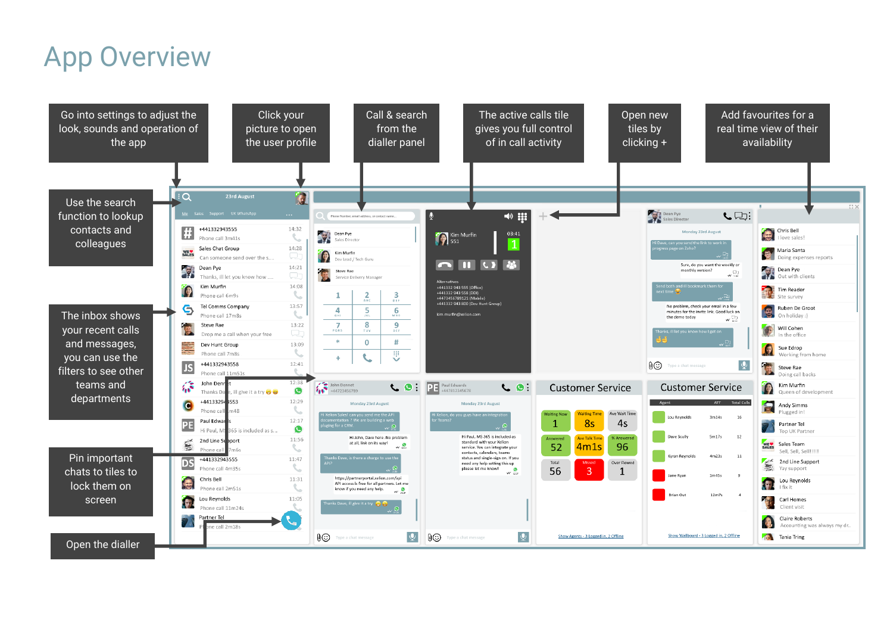# App Overview

- Go into settings to adjust the look, sounds and operation of the app
- Click your picture to open the user profile
- Call & search from the dialler panel
- The active calls tile gives you full control of in call activity
- Open new tiles by clicking +
- Add favourites for a real time view of their availability
- Use the search function to lookup contacts and colleagues
- The inbox shows your recent calls and messages, you can use the filters to see other teams and departments
- Pin important chats to tiles to lock them on screen
- Open the dialler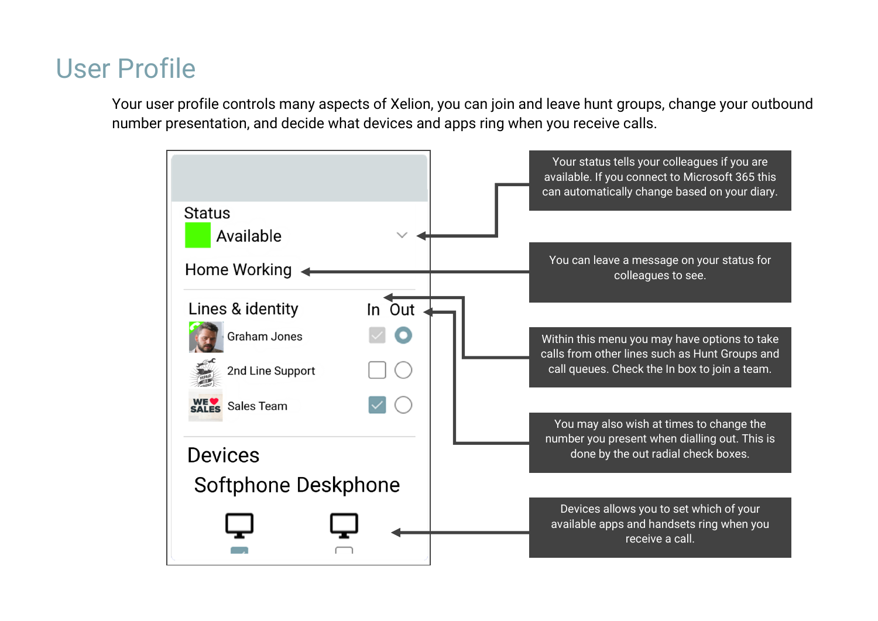# User Profile

Your user profile controls many aspects of Xelion, you can join and leave hunt groups, change your outbound number presentation, and decide what devices and apps ring when you receive calls.

Status

Available

Home Working

Lines & identity — In / Out

Graham Jones

2nd Line Support

Sales Team

Devices

Softphone Deskphone

Your status tells your colleagues if you are available. If you connect to Microsoft 365 this can automatically change based on your diary.

You can leave a message on your status for colleagues to see.

Within this menu you may have options to take calls from other lines such as Hunt Groups and call queues. Check the In box to join a team.

You may also wish at times to change the number you present when dialling out. This is done by the out radial check boxes.

Devices allows you to set which of your available apps and handsets ring when you receive a call.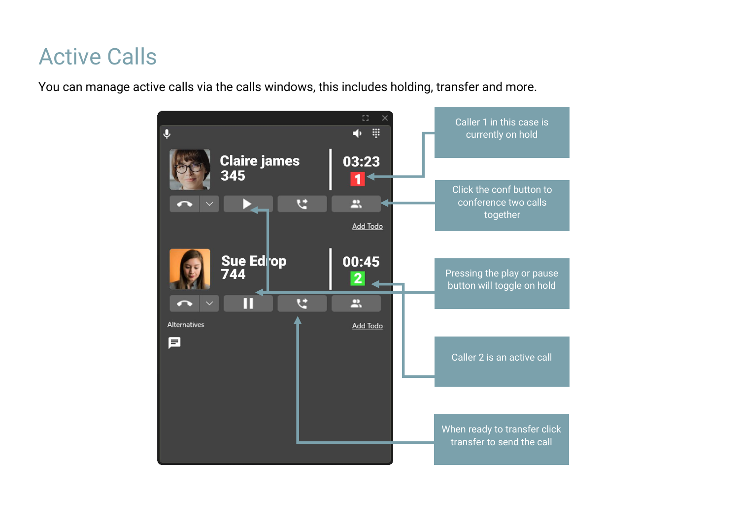# Active Calls

You can manage active calls via the calls windows, this includes holding, transfer and more.

Caller 1 in this case is currently on hold

Click the conf button to conference two calls together

Pressing the play or pause button will toggle on hold

Caller 2 is an active call

When ready to transfer click transfer to send the call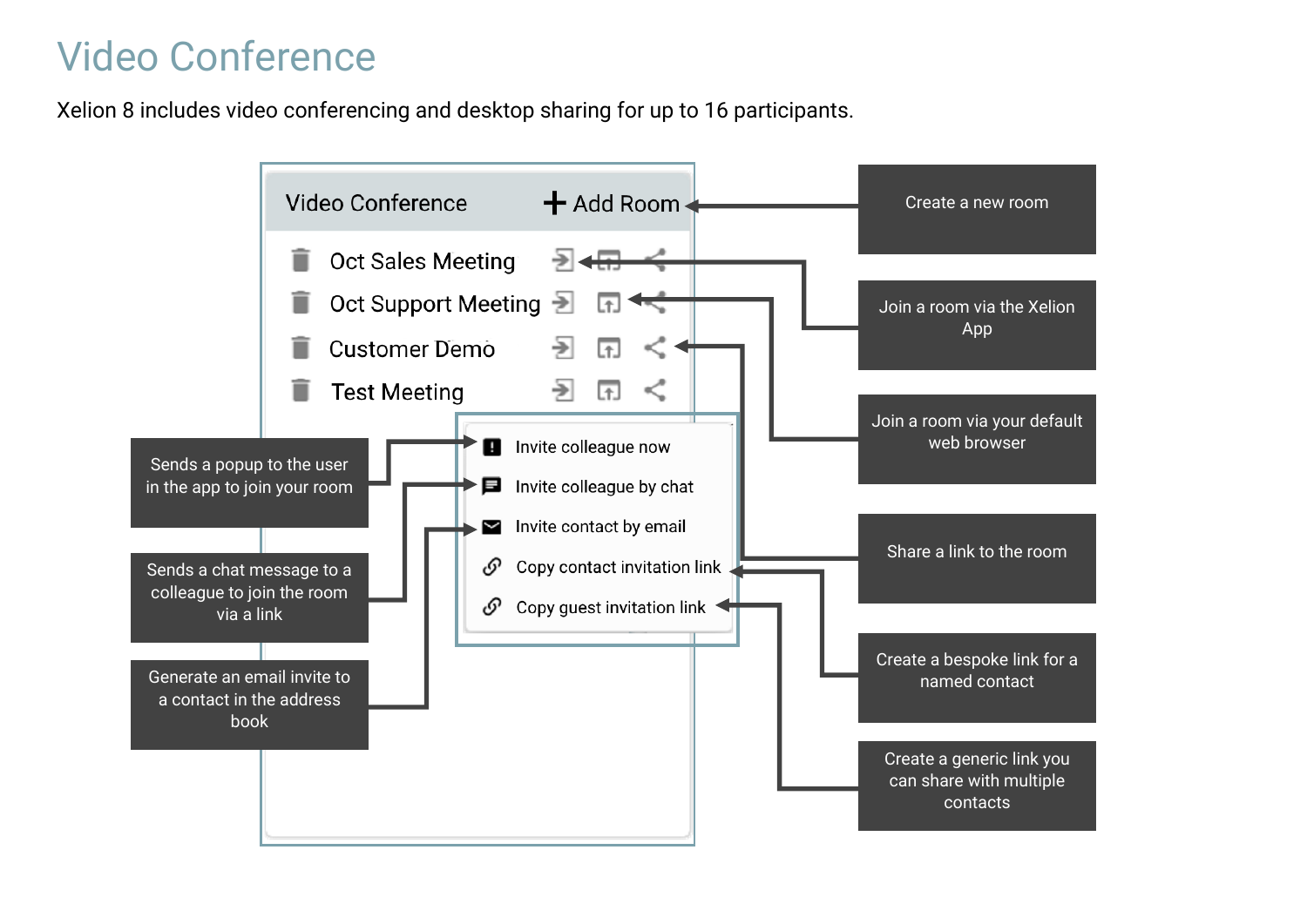# Video Conference

Xelion 8 includes video conferencing and desktop sharing for up to 16 participants.

Video Conference

+ Add Room

Oct Sales Meeting

Oct Support Meeting

Customer Demo

Test Meeting

Invite colleague now

Invite colleague by chat

Invite contact by email

Copy contact invitation link

Copy guest invitation link

Create a new room

Join a room via the Xelion App

Join a room via your default web browser

Share a link to the room

Create a bespoke link for a named contact

Create a generic link you can share with multiple contacts

Sends a popup to the user in the app to join your room

Sends a chat message to a colleague to join the room via a link

Generate an email invite to a contact in the address book